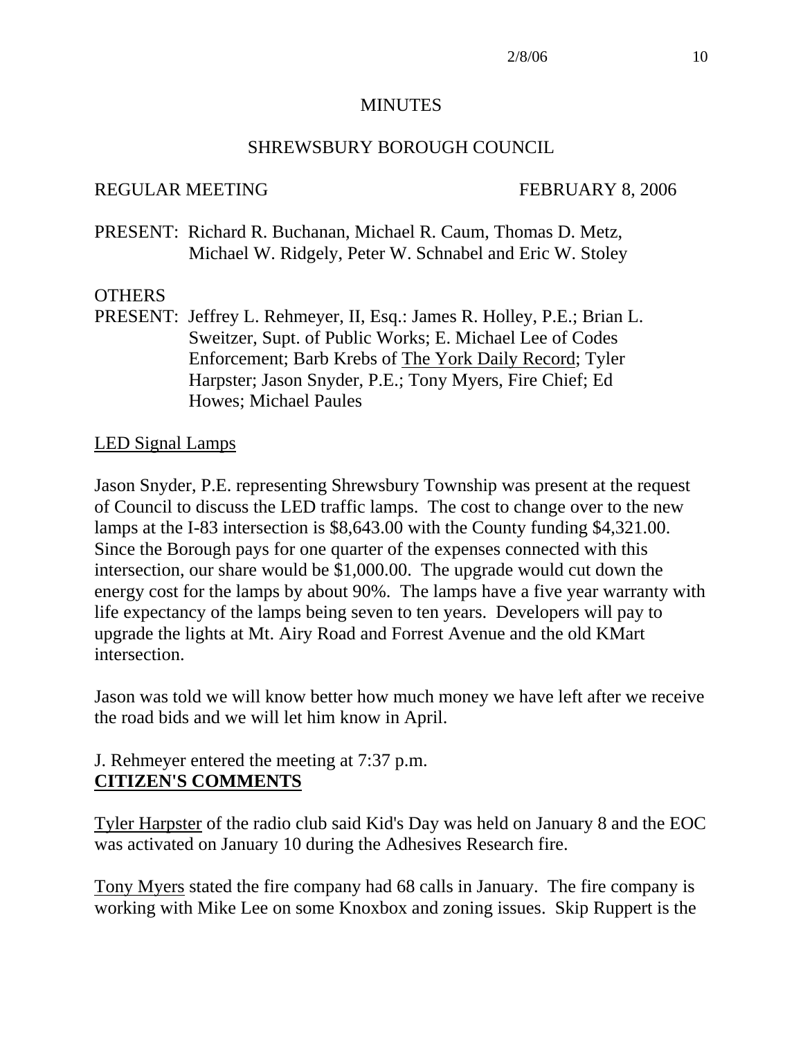MINUTES

SHREWSBURY BOROUGH COUNCIL

REGULAR MEETING FEBRUARY 8, 2006

PRESENT: Richard R. Buchanan, Michael R. Caum, Thomas D. Metz, Michael W. Ridgely, Peter W. Schnabel and Eric W. Stoley

OTHERS
PRESENT: Jeffrey L. Rehmeyer, II, Esq.: James R. Holley, P.E.; Brian L. Sweitzer, Supt. of Public Works; E. Michael Lee of Codes Enforcement; Barb Krebs of The York Daily Record; Tyler Harpster; Jason Snyder, P.E.; Tony Myers, Fire Chief; Ed Howes; Michael Paules

LED Signal Lamps

Jason Snyder, P.E. representing Shrewsbury Township was present at the request of Council to discuss the LED traffic lamps. The cost to change over to the new lamps at the I-83 intersection is $8,643.00 with the County funding $4,321.00. Since the Borough pays for one quarter of the expenses connected with this intersection, our share would be $1,000.00. The upgrade would cut down the energy cost for the lamps by about 90%. The lamps have a five year warranty with life expectancy of the lamps being seven to ten years. Developers will pay to upgrade the lights at Mt. Airy Road and Forrest Avenue and the old KMart intersection.

Jason was told we will know better how much money we have left after we receive the road bids and we will let him know in April.

J. Rehmeyer entered the meeting at 7:37 p.m.

**CITIZEN'S COMMENTS**

Tyler Harpster of the radio club said Kid's Day was held on January 8 and the EOC was activated on January 10 during the Adhesives Research fire.

Tony Myers stated the fire company had 68 calls in January. The fire company is working with Mike Lee on some Knoxbox and zoning issues. Skip Ruppert is the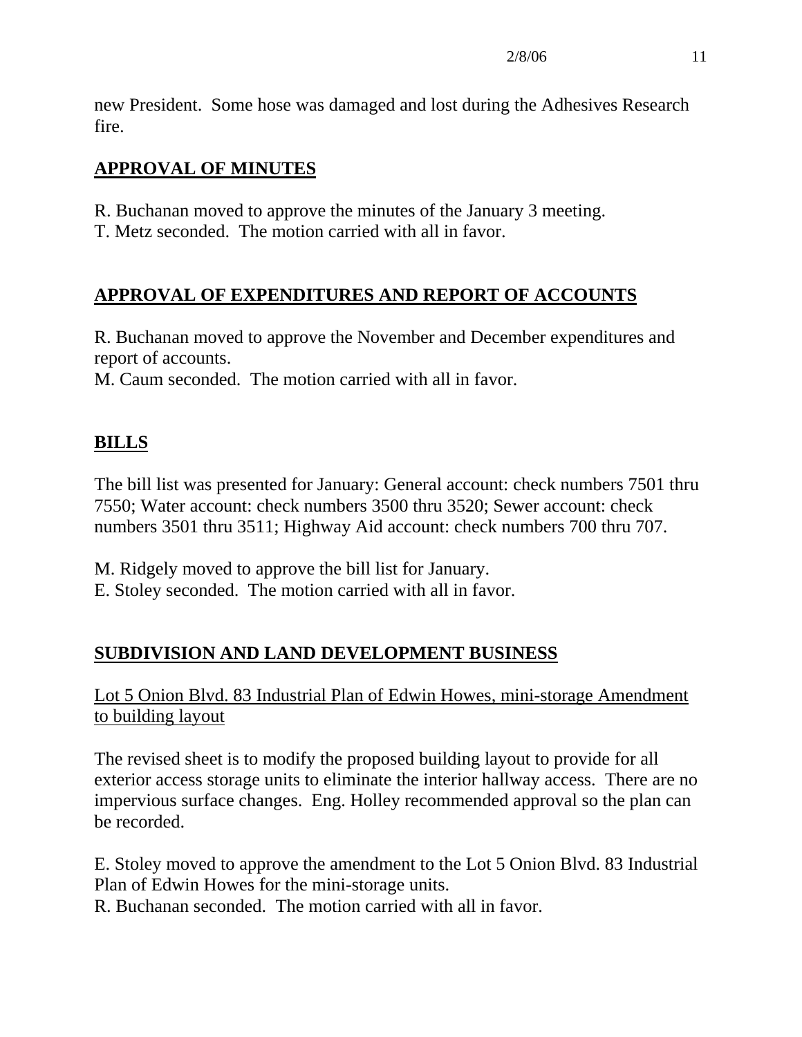new President. Some hose was damaged and lost during the Adhesives Research fire.

## APPROVAL OF MINUTES

R. Buchanan moved to approve the minutes of the January 3 meeting.
T. Metz seconded. The motion carried with all in favor.

## APPROVAL OF EXPENDITURES AND REPORT OF ACCOUNTS

R. Buchanan moved to approve the November and December expenditures and report of accounts.
M. Caum seconded. The motion carried with all in favor.

## BILLS

The bill list was presented for January: General account: check numbers 7501 thru 7550; Water account: check numbers 3500 thru 3520; Sewer account: check numbers 3501 thru 3511; Highway Aid account: check numbers 700 thru 707.

M. Ridgely moved to approve the bill list for January.
E. Stoley seconded. The motion carried with all in favor.

## SUBDIVISION AND LAND DEVELOPMENT BUSINESS

Lot 5 Onion Blvd. 83 Industrial Plan of Edwin Howes, mini-storage Amendment to building layout

The revised sheet is to modify the proposed building layout to provide for all exterior access storage units to eliminate the interior hallway access. There are no impervious surface changes. Eng. Holley recommended approval so the plan can be recorded.

E. Stoley moved to approve the amendment to the Lot 5 Onion Blvd. 83 Industrial Plan of Edwin Howes for the mini-storage units.
R. Buchanan seconded. The motion carried with all in favor.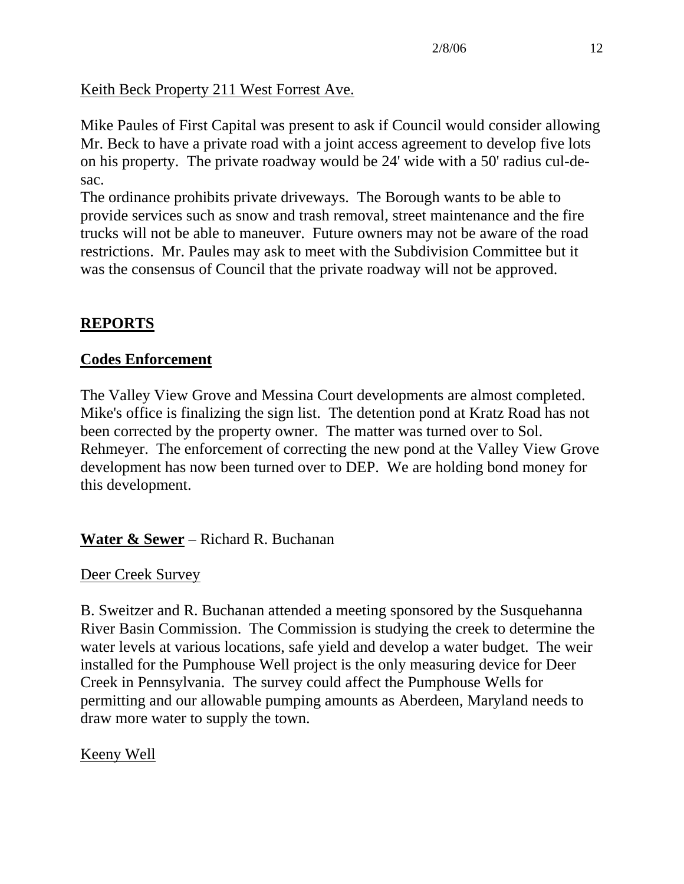Keith Beck Property 211 West Forrest Ave.

Mike Paules of First Capital was present to ask if Council would consider allowing Mr. Beck to have a private road with a joint access agreement to develop five lots on his property. The private roadway would be 24' wide with a 50' radius cul-de-sac.

The ordinance prohibits private driveways. The Borough wants to be able to provide services such as snow and trash removal, street maintenance and the fire trucks will not be able to maneuver. Future owners may not be aware of the road restrictions. Mr. Paules may ask to meet with the Subdivision Committee but it was the consensus of Council that the private roadway will not be approved.

## REPORTS

### Codes Enforcement

The Valley View Grove and Messina Court developments are almost completed. Mike's office is finalizing the sign list. The detention pond at Kratz Road has not been corrected by the property owner. The matter was turned over to Sol. Rehmeyer. The enforcement of correcting the new pond at the Valley View Grove development has now been turned over to DEP. We are holding bond money for this development.

### Water & Sewer – Richard R. Buchanan

Deer Creek Survey

B. Sweitzer and R. Buchanan attended a meeting sponsored by the Susquehanna River Basin Commission. The Commission is studying the creek to determine the water levels at various locations, safe yield and develop a water budget. The weir installed for the Pumphouse Well project is the only measuring device for Deer Creek in Pennsylvania. The survey could affect the Pumphouse Wells for permitting and our allowable pumping amounts as Aberdeen, Maryland needs to draw more water to supply the town.

Keeny Well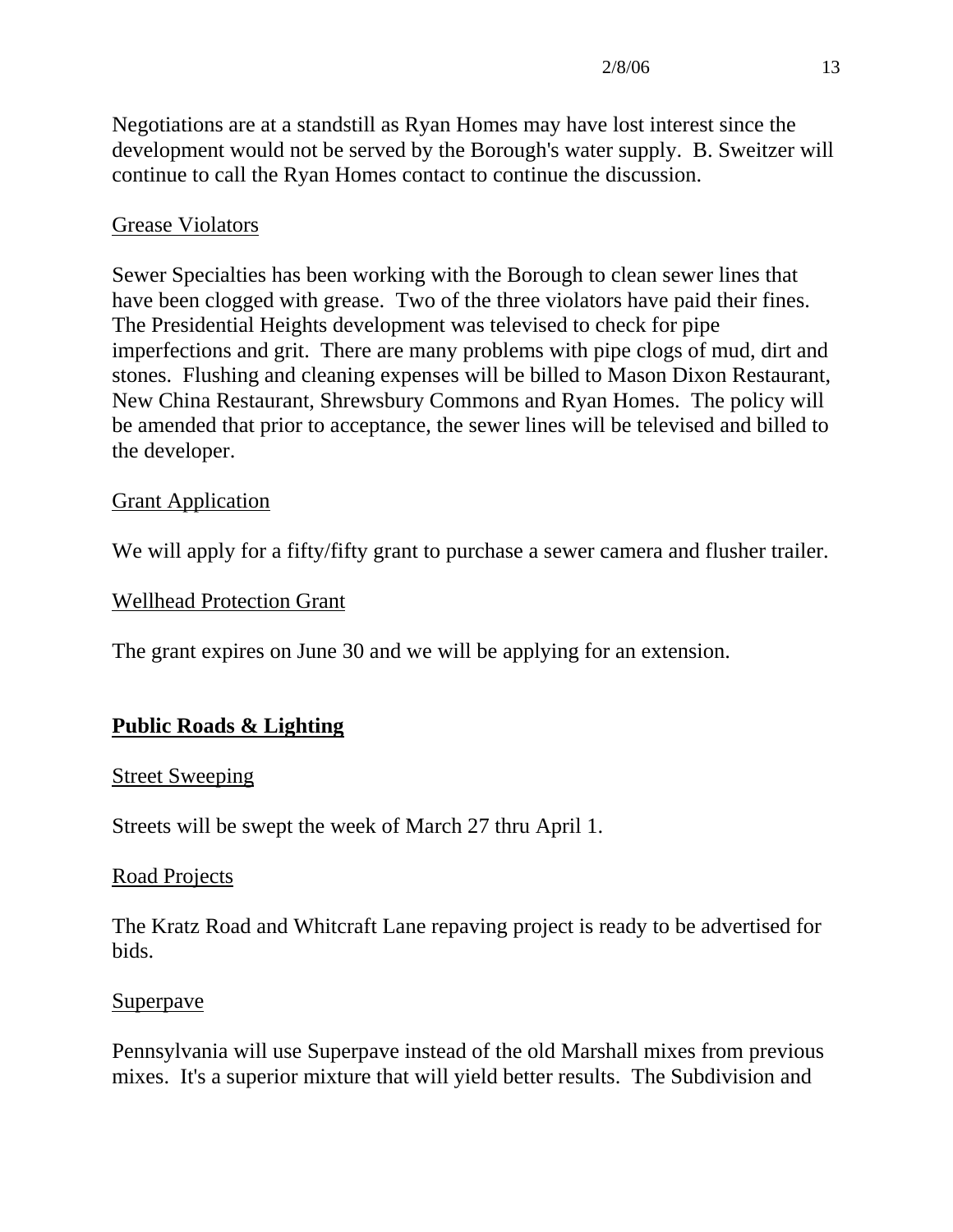Negotiations are at a standstill as Ryan Homes may have lost interest since the development would not be served by the Borough's water supply. B. Sweitzer will continue to call the Ryan Homes contact to continue the discussion.

Grease Violators

Sewer Specialties has been working with the Borough to clean sewer lines that have been clogged with grease. Two of the three violators have paid their fines. The Presidential Heights development was televised to check for pipe imperfections and grit. There are many problems with pipe clogs of mud, dirt and stones. Flushing and cleaning expenses will be billed to Mason Dixon Restaurant, New China Restaurant, Shrewsbury Commons and Ryan Homes. The policy will be amended that prior to acceptance, the sewer lines will be televised and billed to the developer.

Grant Application

We will apply for a fifty/fifty grant to purchase a sewer camera and flusher trailer.

Wellhead Protection Grant

The grant expires on June 30 and we will be applying for an extension.

## Public Roads & Lighting

Street Sweeping

Streets will be swept the week of March 27 thru April 1.

Road Projects

The Kratz Road and Whitcraft Lane repaving project is ready to be advertised for bids.

Superpave

Pennsylvania will use Superpave instead of the old Marshall mixes from previous mixes. It's a superior mixture that will yield better results. The Subdivision and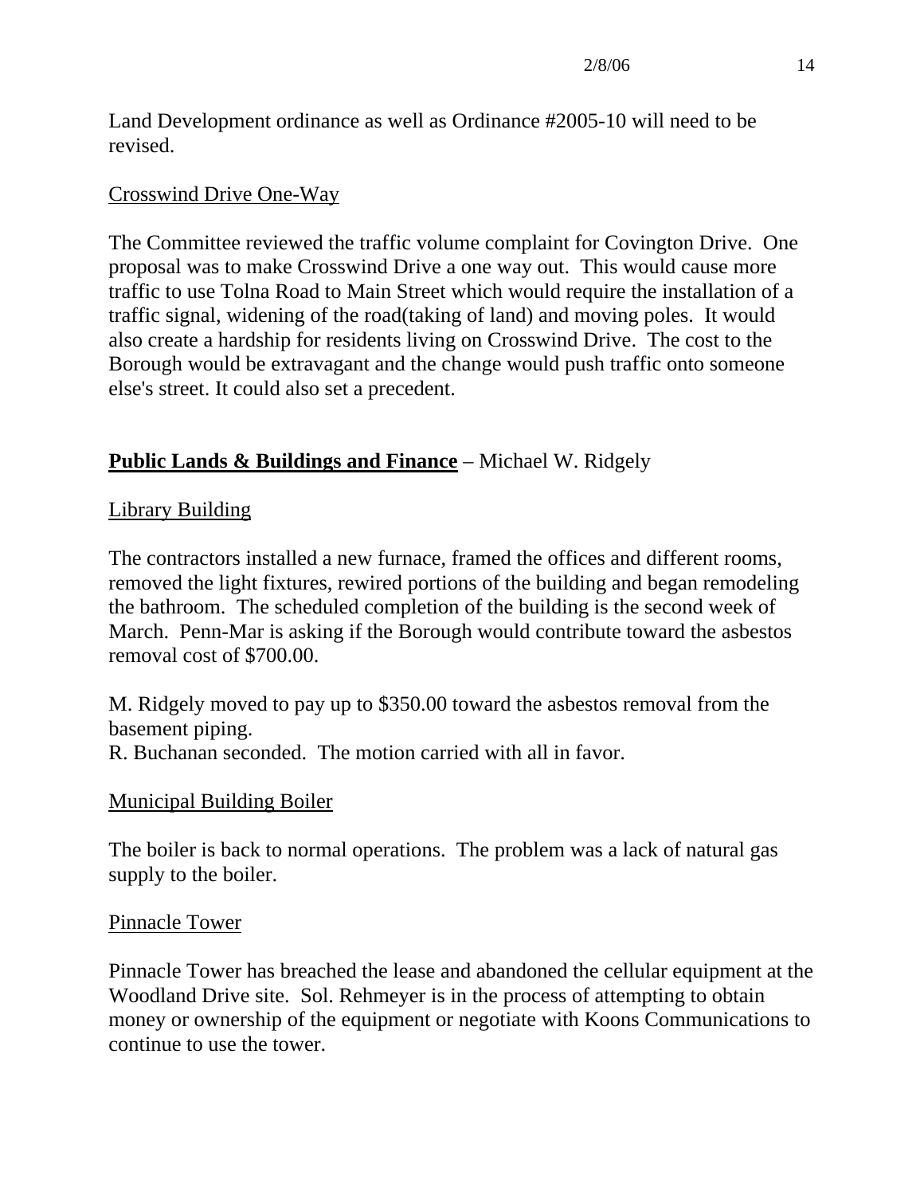Land Development ordinance as well as Ordinance #2005-10 will need to be revised.

Crosswind Drive One-Way

The Committee reviewed the traffic volume complaint for Covington Drive. One proposal was to make Crosswind Drive a one way out. This would cause more traffic to use Tolna Road to Main Street which would require the installation of a traffic signal, widening of the road(taking of land) and moving poles. It would also create a hardship for residents living on Crosswind Drive. The cost to the Borough would be extravagant and the change would push traffic onto someone else's street. It could also set a precedent.

## **Public Lands & Buildings and Finance** – Michael W. Ridgely

Library Building

The contractors installed a new furnace, framed the offices and different rooms, removed the light fixtures, rewired portions of the building and began remodeling the bathroom. The scheduled completion of the building is the second week of March. Penn-Mar is asking if the Borough would contribute toward the asbestos removal cost of $700.00.

M. Ridgely moved to pay up to $350.00 toward the asbestos removal from the basement piping.
R. Buchanan seconded. The motion carried with all in favor.

Municipal Building Boiler

The boiler is back to normal operations. The problem was a lack of natural gas supply to the boiler.

Pinnacle Tower

Pinnacle Tower has breached the lease and abandoned the cellular equipment at the Woodland Drive site. Sol. Rehmeyer is in the process of attempting to obtain money or ownership of the equipment or negotiate with Koons Communications to continue to use the tower.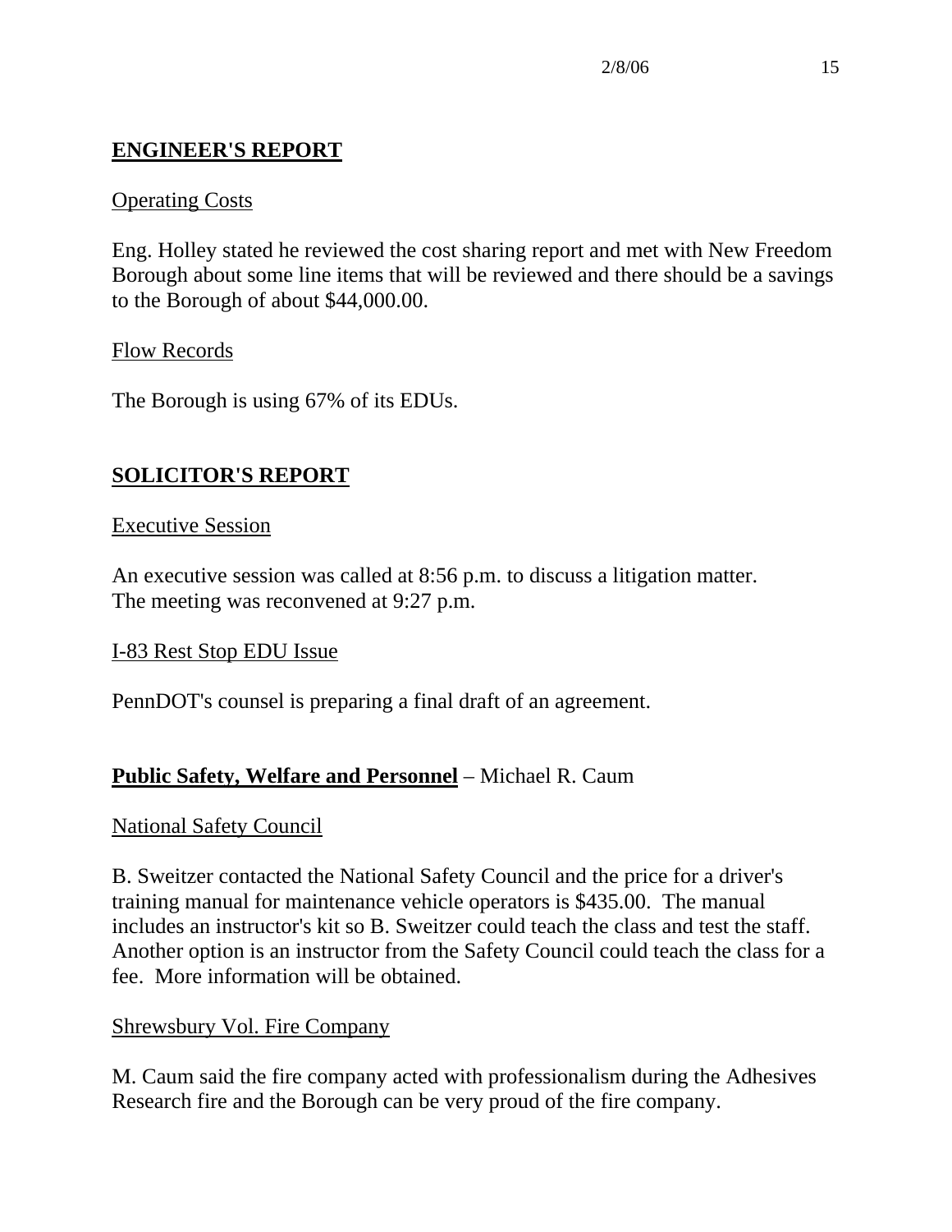## ENGINEER'S REPORT

Operating Costs

Eng. Holley stated he reviewed the cost sharing report and met with New Freedom Borough about some line items that will be reviewed and there should be a savings to the Borough of about $44,000.00.

Flow Records

The Borough is using 67% of its EDUs.

## SOLICITOR'S REPORT

Executive Session

An executive session was called at 8:56 p.m. to discuss a litigation matter.
The meeting was reconvened at 9:27 p.m.

I-83 Rest Stop EDU Issue

PennDOT's counsel is preparing a final draft of an agreement.

**Public Safety, Welfare and Personnel** – Michael R. Caum

National Safety Council

B. Sweitzer contacted the National Safety Council and the price for a driver's training manual for maintenance vehicle operators is $435.00. The manual includes an instructor's kit so B. Sweitzer could teach the class and test the staff. Another option is an instructor from the Safety Council could teach the class for a fee. More information will be obtained.

Shrewsbury Vol. Fire Company

M. Caum said the fire company acted with professionalism during the Adhesives Research fire and the Borough can be very proud of the fire company.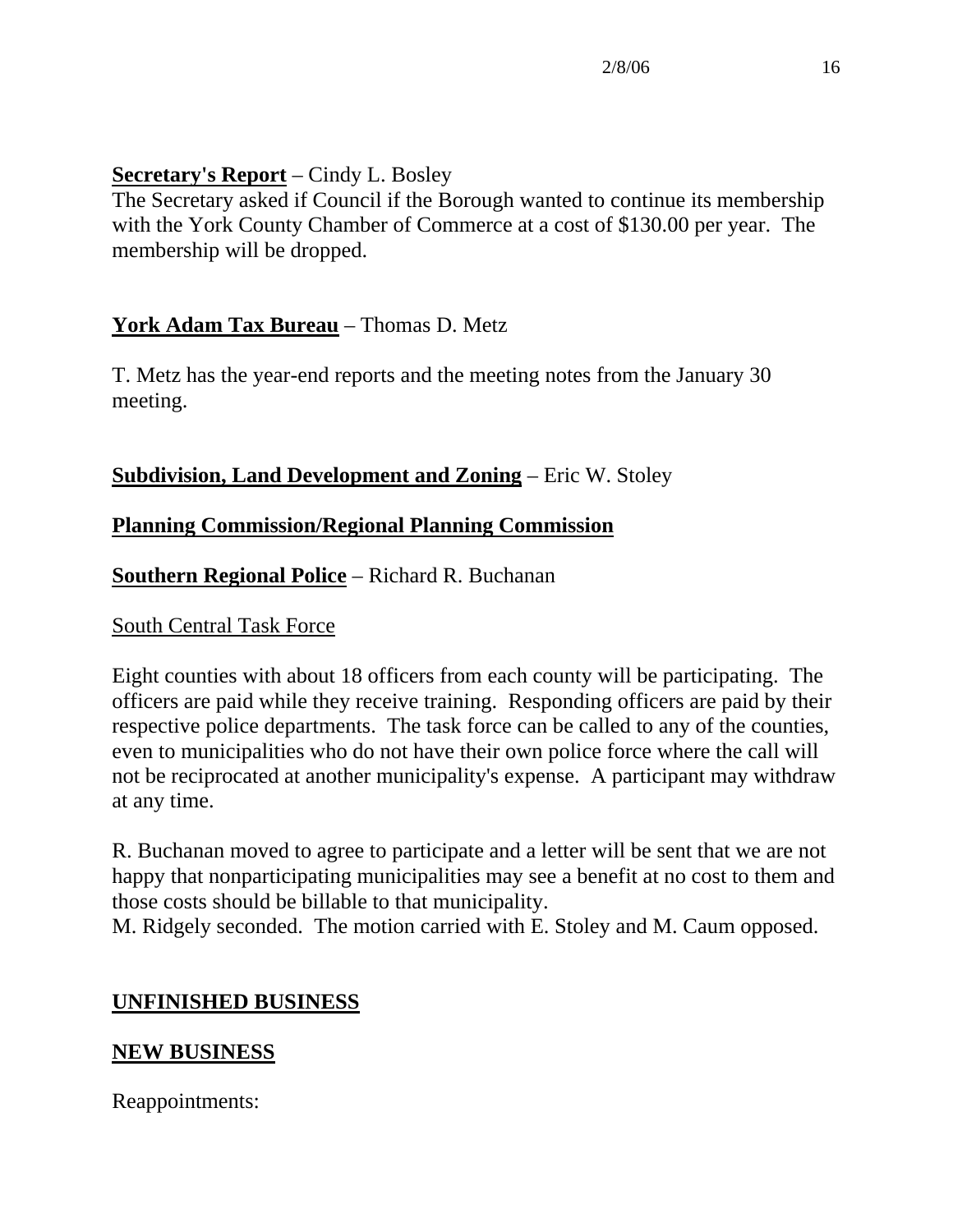**Secretary's Report** – Cindy L. Bosley

The Secretary asked if Council if the Borough wanted to continue its membership with the York County Chamber of Commerce at a cost of $130.00 per year. The membership will be dropped.

**York Adam Tax Bureau** – Thomas D. Metz

T. Metz has the year-end reports and the meeting notes from the January 30 meeting.

**Subdivision, Land Development and Zoning** – Eric W. Stoley

**Planning Commission/Regional Planning Commission**

**Southern Regional Police** – Richard R. Buchanan

South Central Task Force

Eight counties with about 18 officers from each county will be participating. The officers are paid while they receive training. Responding officers are paid by their respective police departments. The task force can be called to any of the counties, even to municipalities who do not have their own police force where the call will not be reciprocated at another municipality's expense. A participant may withdraw at any time.

R. Buchanan moved to agree to participate and a letter will be sent that we are not happy that nonparticipating municipalities may see a benefit at no cost to them and those costs should be billable to that municipality.
M. Ridgely seconded. The motion carried with E. Stoley and M. Caum opposed.

**UNFINISHED BUSINESS**

**NEW BUSINESS**

Reappointments: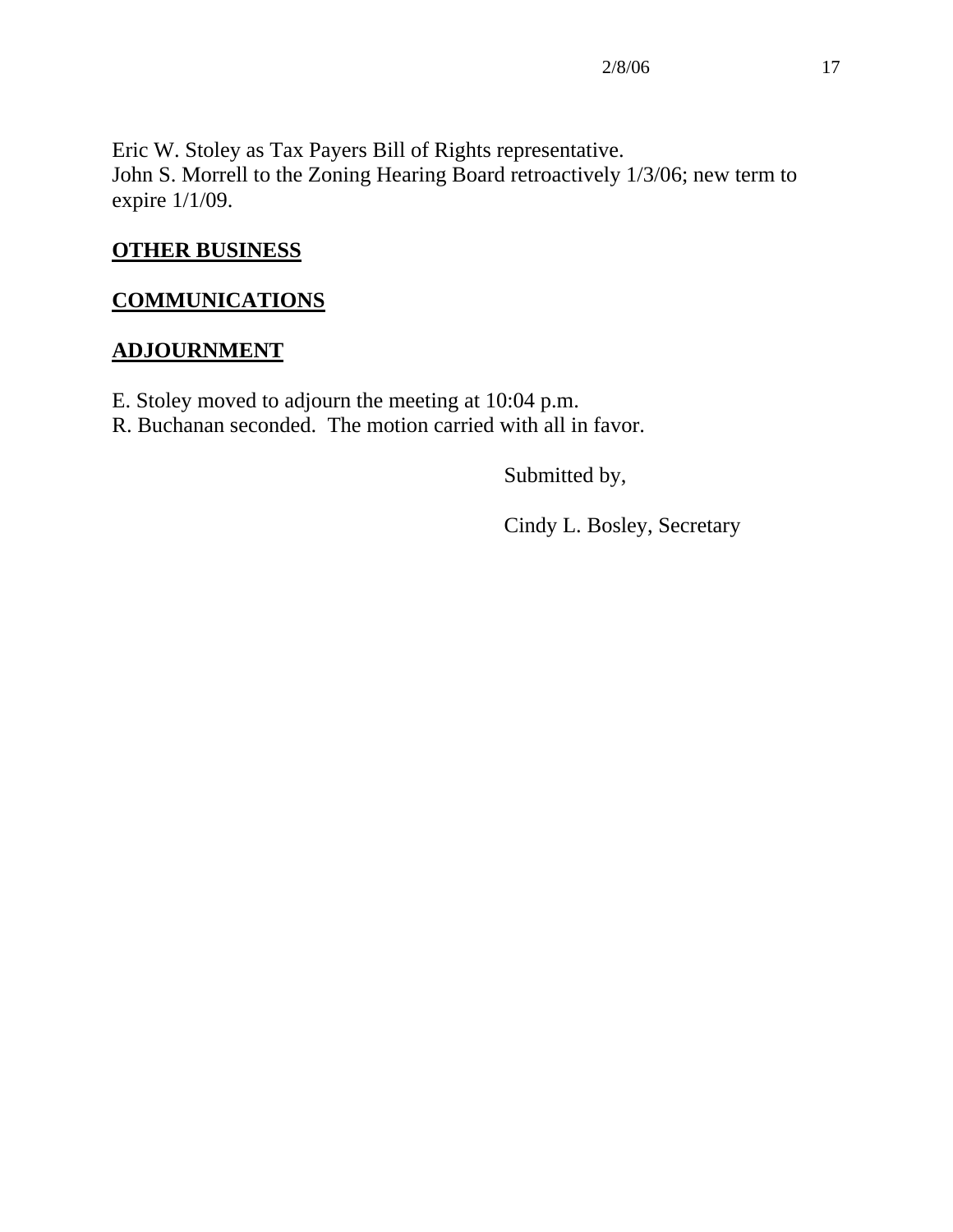Eric W. Stoley as Tax Payers Bill of Rights representative.
John S. Morrell to the Zoning Hearing Board retroactively 1/3/06; new term to expire 1/1/09.

## OTHER BUSINESS

## COMMUNICATIONS

## ADJOURNMENT

E. Stoley moved to adjourn the meeting at 10:04 p.m.
R. Buchanan seconded. The motion carried with all in favor.

Submitted by,

Cindy L. Bosley, Secretary